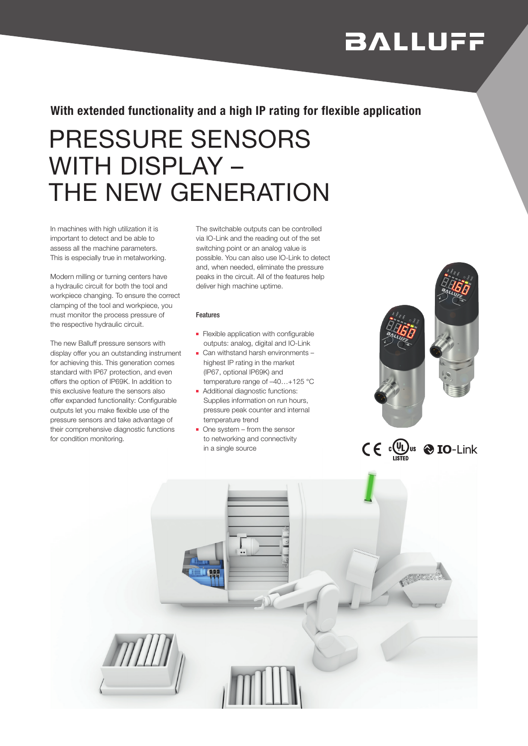**With extended functionality and a high IP rating for flexible application**

# PRESSURE SENSORS WITH DISPLAY – THE NEW GENERATION

In machines with high utilization it is important to detect and be able to assess all the machine parameters. This is especially true in metalworking.

Modern milling or turning centers have a hydraulic circuit for both the tool and workpiece changing. To ensure the correct clamping of the tool and workpiece, you must monitor the process pressure of the respective hydraulic circuit.

The new Balluff pressure sensors with display offer you an outstanding instrument for achieving this. This generation comes standard with IP67 protection, and even offers the option of IP69K. In addition to this exclusive feature the sensors also offer expanded functionality: Configurable outputs let you make flexible use of the pressure sensors and take advantage of their comprehensive diagnostic functions for condition monitoring.

The switchable outputs can be controlled via IO-Link and the reading out of the set switching point or an analog value is possible. You can also use IO-Link to detect and, when needed, eliminate the pressure peaks in the circuit. All of the features help deliver high machine uptime.

#### Features

- Flexible application with configurable outputs: analog, digital and IO-Link
- Can withstand harsh environments – highest IP rating in the market (IP67, optional IP69K) and temperature range of –40…+125 °C
- Additional diagnostic functions: Supplies information on run hours, pressure peak counter and internal temperature trend
- One system – from the sensor to networking and connectivity in a single source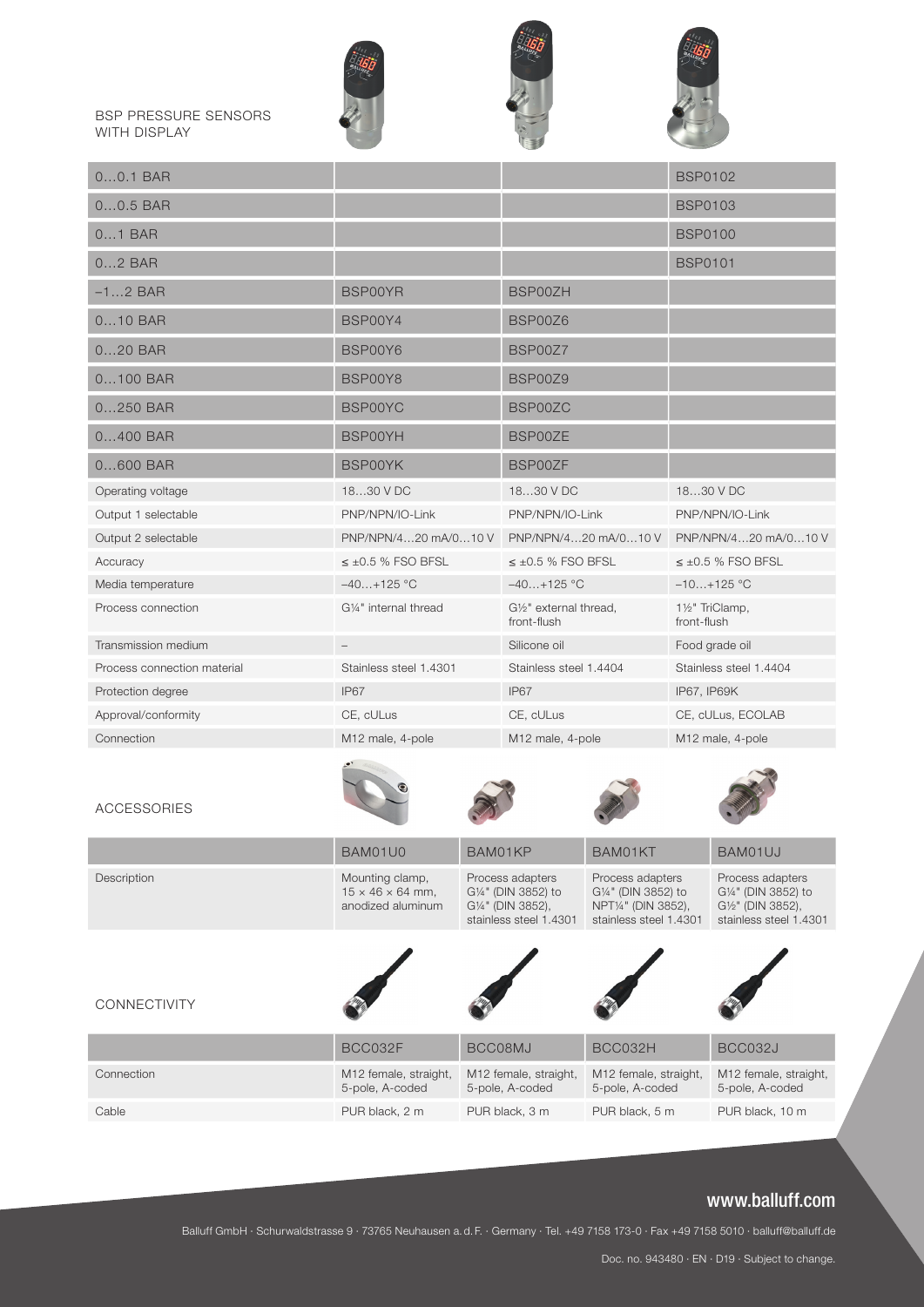BSP PRESSURE SENSORS WITH DISPLAY

| | | | |
|---|---|---|---|
| 0…0.1 BAR | | | BSP0102 |
| 0…0.5 BAR | | | BSP0103 |
| 0…1 BAR | | | BSP0100 |
| 0…2 BAR | | | BSP0101 |
| −1…2 BAR | BSP00YR | BSP00ZH | |
| 0…10 BAR | BSP00Y4 | BSP00Z6 | |
| 0…20 BAR | BSP00Y6 | BSP00Z7 | |
| 0…100 BAR | BSP00Y8 | BSP00Z9 | |
| 0…250 BAR | BSP00YC | BSP00ZC | |
| 0…400 BAR | BSP00YH | BSP00ZE | |
| 0…600 BAR | BSP00YK | BSP00ZF | |
| Operating voltage | 18…30 V DC | 18…30 V DC | 18…30 V DC |
| Output 1 selectable | PNP/NPN/IO-Link | PNP/NPN/IO-Link | PNP/NPN/IO-Link |
| Output 2 selectable | PNP/NPN/4…20 mA/0…10 V | PNP/NPN/4…20 mA/0…10 V | PNP/NPN/4…20 mA/0…10 V |
| Accuracy | ≤ ±0.5 % FSO BFSL | ≤ ±0.5 % FSO BFSL | ≤ ±0.5 % FSO BFSL |
| Media temperature | −40…+125 °C | −40…+125 °C | −10…+125 °C |
| Process connection | G¼" internal thread | G½" external thread, front-flush | 1½" TriClamp, front-flush |
| Transmission medium | – | Silicone oil | Food grade oil |
| Process connection material | Stainless steel 1.4301 | Stainless steel 1.4404 | Stainless steel 1.4404 |
| Protection degree | IP67 | IP67 | IP67, IP69K |
| Approval/conformity | CE, cULus | CE, cULus | CE, cULus, ECOLAB |
| Connection | M12 male, 4-pole | M12 male, 4-pole | M12 male, 4-pole |

ACCESSORIES

| | BAM01U0 | BAM01KP | BAM01KT | BAM01UJ |
|---|---|---|---|---|
| Description | Mounting clamp, 15 × 46 × 64 mm, anodized aluminum | Process adapters G¼" (DIN 3852) to G¼" (DIN 3852), stainless steel 1.4301 | Process adapters G¼" (DIN 3852) to NPT¼" (DIN 3852), stainless steel 1.4301 | Process adapters G¼" (DIN 3852) to G½" (DIN 3852), stainless steel 1.4301 |

CONNECTIVITY

| | BCC032F | BCC08MJ | BCC032H | BCC032J |
|---|---|---|---|---|
| Connection | M12 female, straight, 5-pole, A-coded | M12 female, straight, 5-pole, A-coded | M12 female, straight, 5-pole, A-coded | M12 female, straight, 5-pole, A-coded |
| Cable | PUR black, 2 m | PUR black, 3 m | PUR black, 5 m | PUR black, 10 m |

www.balluff.com

Balluff GmbH · Schurwaldstrasse 9 · 73765 Neuhausen a. d. F. · Germany · Tel. +49 7158 173-0 · Fax +49 7158 5010 · balluff@balluff.de

Doc. no. 943480 · EN · D19 · Subject to change.